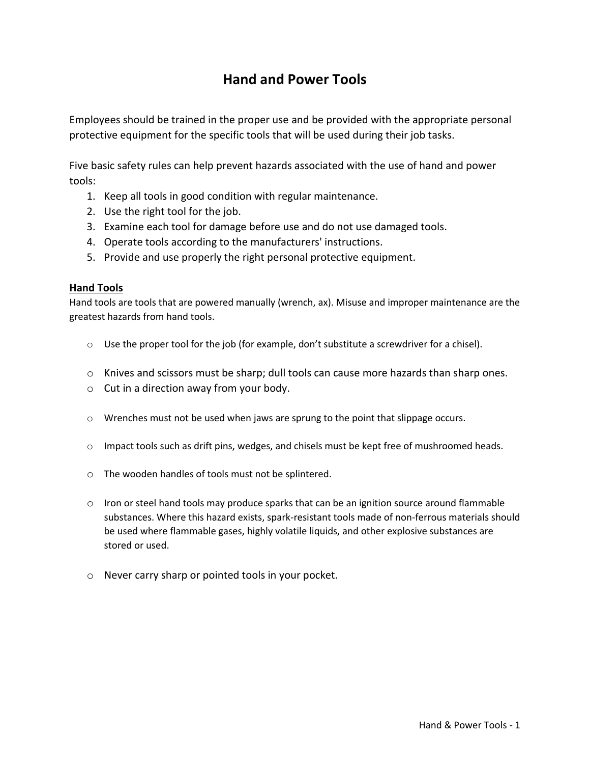# Hand and Power Tools

Employees should be trained in the proper use and be provided with the appropriate personal protective equipment for the specific tools that will be used during their job tasks.

Five basic safety rules can help prevent hazards associated with the use of hand and power tools:

1. Keep all tools in good condition with regular maintenance.
2. Use the right tool for the job.
3. Examine each tool for damage before use and do not use damaged tools.
4. Operate tools according to the manufacturers' instructions.
5. Provide and use properly the right personal protective equipment.

## Hand Tools

Hand tools are tools that are powered manually (wrench, ax). Misuse and improper maintenance are the greatest hazards from hand tools.

- Use the proper tool for the job (for example, don't substitute a screwdriver for a chisel).
- Knives and scissors must be sharp; dull tools can cause more hazards than sharp ones.
- Cut in a direction away from your body.
- Wrenches must not be used when jaws are sprung to the point that slippage occurs.
- Impact tools such as drift pins, wedges, and chisels must be kept free of mushroomed heads.
- The wooden handles of tools must not be splintered.
- Iron or steel hand tools may produce sparks that can be an ignition source around flammable substances. Where this hazard exists, spark-resistant tools made of non-ferrous materials should be used where flammable gases, highly volatile liquids, and other explosive substances are stored or used.
- Never carry sharp or pointed tools in your pocket.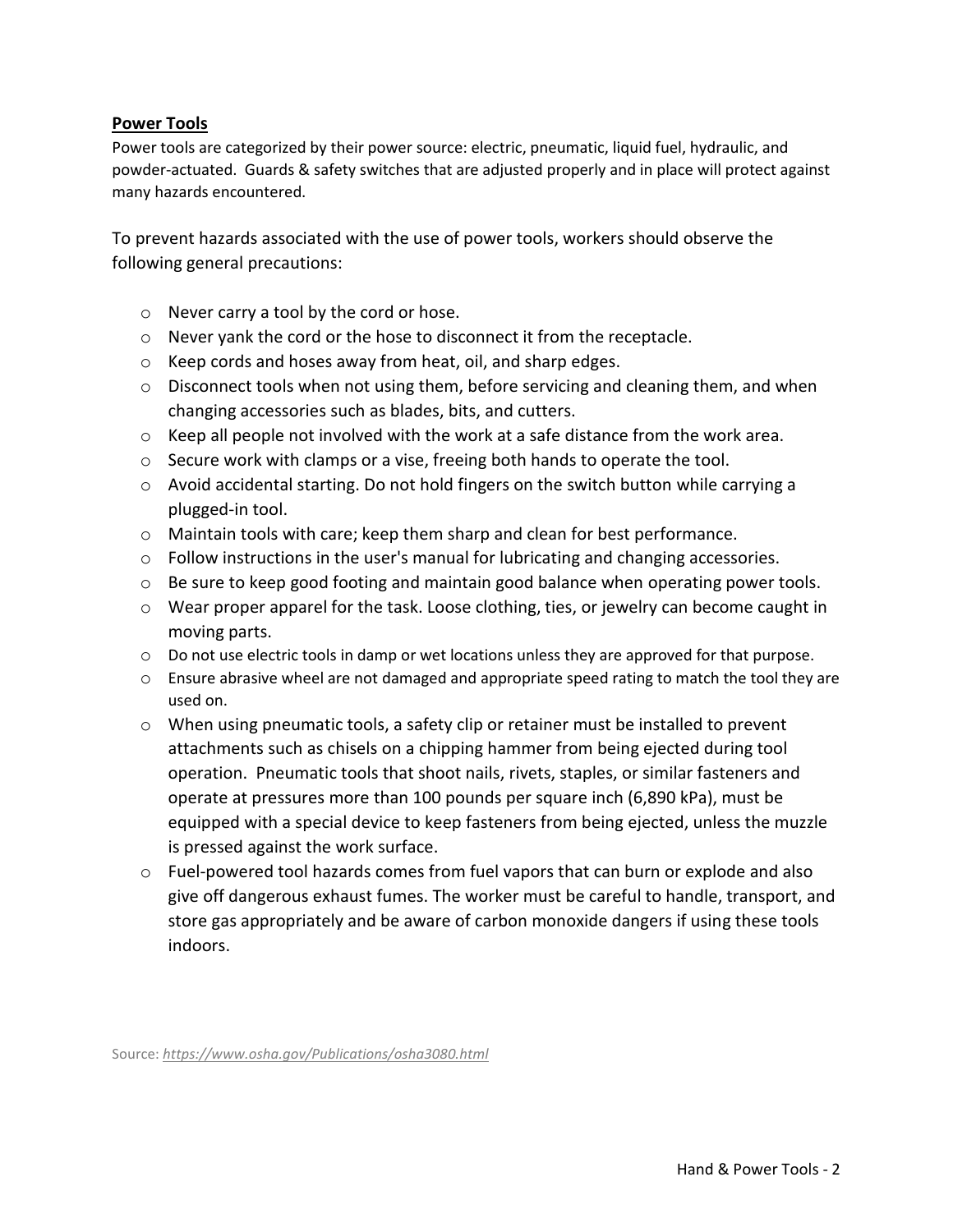## Power Tools

Power tools are categorized by their power source: electric, pneumatic, liquid fuel, hydraulic, and powder-actuated. Guards & safety switches that are adjusted properly and in place will protect against many hazards encountered.

To prevent hazards associated with the use of power tools, workers should observe the following general precautions:

- Never carry a tool by the cord or hose.
- Never yank the cord or the hose to disconnect it from the receptacle.
- Keep cords and hoses away from heat, oil, and sharp edges.
- Disconnect tools when not using them, before servicing and cleaning them, and when changing accessories such as blades, bits, and cutters.
- Keep all people not involved with the work at a safe distance from the work area.
- Secure work with clamps or a vise, freeing both hands to operate the tool.
- Avoid accidental starting. Do not hold fingers on the switch button while carrying a plugged-in tool.
- Maintain tools with care; keep them sharp and clean for best performance.
- Follow instructions in the user's manual for lubricating and changing accessories.
- Be sure to keep good footing and maintain good balance when operating power tools.
- Wear proper apparel for the task. Loose clothing, ties, or jewelry can become caught in moving parts.
- Do not use electric tools in damp or wet locations unless they are approved for that purpose.
- Ensure abrasive wheel are not damaged and appropriate speed rating to match the tool they are used on.
- When using pneumatic tools, a safety clip or retainer must be installed to prevent attachments such as chisels on a chipping hammer from being ejected during tool operation. Pneumatic tools that shoot nails, rivets, staples, or similar fasteners and operate at pressures more than 100 pounds per square inch (6,890 kPa), must be equipped with a special device to keep fasteners from being ejected, unless the muzzle is pressed against the work surface.
- Fuel-powered tool hazards comes from fuel vapors that can burn or explode and also give off dangerous exhaust fumes. The worker must be careful to handle, transport, and store gas appropriately and be aware of carbon monoxide dangers if using these tools indoors.

Source: *https://www.osha.gov/Publications/osha3080.html*